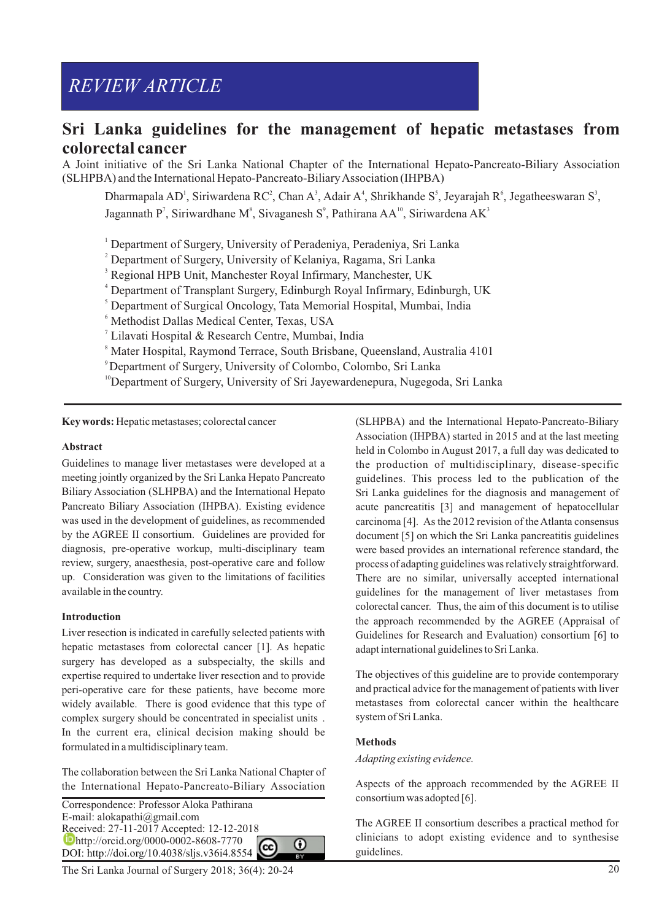REVIEW ARTICLE

# Sri Lanka guidelines for the management of hepatic metastases from colorectal cancer

A Joint initiative of the Sri Lanka National Chapter of the International Hepato-Pancreato-Biliary Association (SLHPBA) and the International Hepato-Pancreato-Biliary Association (IHPBA)

Dharmapala AD[1], Siriwardena RC[2], Chan A[3], Adair A[4], Shrikhande S[5], Jeyarajah R[6], Jegatheeswaran S[3], Jagannath P[7], Siriwardhane M[8], Sivaganesh S[9], Pathirana AA[10], Siriwardena AK[3]

[1] Department of Surgery, University of Peradeniya, Peradeniya, Sri Lanka
[2] Department of Surgery, University of Kelaniya, Ragama, Sri Lanka
[3] Regional HPB Unit, Manchester Royal Infirmary, Manchester, UK
[4] Department of Transplant Surgery, Edinburgh Royal Infirmary, Edinburgh, UK
[5] Department of Surgical Oncology, Tata Memorial Hospital, Mumbai, India
[6] Methodist Dallas Medical Center, Texas, USA
[7] Lilavati Hospital & Research Centre, Mumbai, India
[8] Mater Hospital, Raymond Terrace, South Brisbane, Queensland, Australia 4101
[9] Department of Surgery, University of Colombo, Colombo, Sri Lanka
[10] Department of Surgery, University of Sri Jayewardenepura, Nugegoda, Sri Lanka

**Key words:** Hepatic metastases; colorectal cancer

## Abstract

Guidelines to manage liver metastases were developed at a meeting jointly organized by the Sri Lanka Hepato Pancreato Biliary Association (SLHPBA) and the International Hepato Pancreato Biliary Association (IHPBA). Existing evidence was used in the development of guidelines, as recommended by the AGREE II consortium. Guidelines are provided for diagnosis, pre-operative workup, multi-disciplinary team review, surgery, anaesthesia, post-operative care and follow up. Consideration was given to the limitations of facilities available in the country.

## Introduction

Liver resection is indicated in carefully selected patients with hepatic metastases from colorectal cancer [1]. As hepatic surgery has developed as a subspecialty, the skills and expertise required to undertake liver resection and to provide peri-operative care for these patients, have become more widely available. There is good evidence that this type of complex surgery should be concentrated in specialist units . In the current era, clinical decision making should be formulated in a multidisciplinary team.

The collaboration between the Sri Lanka National Chapter of the International Hepato-Pancreato-Biliary Association (SLHPBA) and the International Hepato-Pancreato-Biliary Association (IHPBA) started in 2015 and at the last meeting held in Colombo in August 2017, a full day was dedicated to the production of multidisciplinary, disease-specific guidelines. This process led to the publication of the Sri Lanka guidelines for the diagnosis and management of acute pancreatitis [3] and management of hepatocellular carcinoma [4]. As the 2012 revision of the Atlanta consensus document [5] on which the Sri Lanka pancreatitis guidelines were based provides an international reference standard, the process of adapting guidelines was relatively straightforward. There are no similar, universally accepted international guidelines for the management of liver metastases from colorectal cancer. Thus, the aim of this document is to utilise the approach recommended by the AGREE (Appraisal of Guidelines for Research and Evaluation) consortium [6] to adapt international guidelines to Sri Lanka.

The objectives of this guideline are to provide contemporary and practical advice for the management of patients with liver metastases from colorectal cancer within the healthcare system of Sri Lanka.

## Methods

*Adapting existing evidence.*

Aspects of the approach recommended by the AGREE II consortium was adopted [6].

The AGREE II consortium describes a practical method for clinicians to adopt existing evidence and to synthesise guidelines.

Correspondence: Professor Aloka Pathirana
E-mail: alokapathi@gmail.com
Received: 27-11-2017 Accepted: 12-12-2018
http://orcid.org/0000-0002-8608-7770
DOI: http://doi.org/10.4038/sljs.v36i4.8554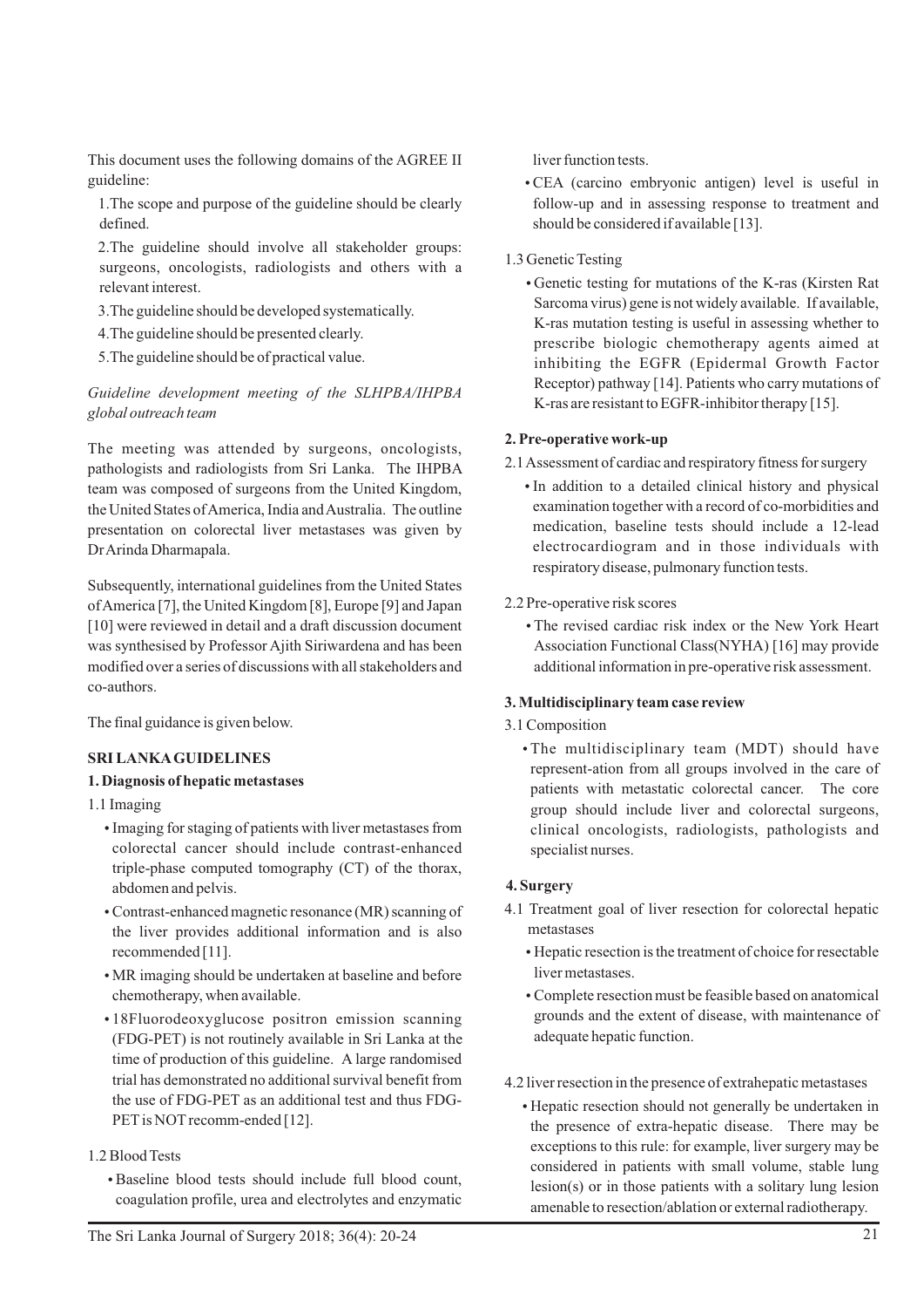This document uses the following domains of the AGREE II guideline:

1. The scope and purpose of the guideline should be clearly defined.
2. The guideline should involve all stakeholder groups: surgeons, oncologists, radiologists and others with a relevant interest.
3. The guideline should be developed systematically.
4. The guideline should be presented clearly.
5. The guideline should be of practical value.

*Guideline development meeting of the SLHPBA/IHPBA global outreach team*

The meeting was attended by surgeons, oncologists, pathologists and radiologists from Sri Lanka. The IHPBA team was composed of surgeons from the United Kingdom, the United States of America, India and Australia. The outline presentation on colorectal liver metastases was given by Dr Arinda Dharmapala.

Subsequently, international guidelines from the United States of America [7], the United Kingdom [8], Europe [9] and Japan [10] were reviewed in detail and a draft discussion document was synthesised by Professor Ajith Siriwardena and has been modified over a series of discussions with all stakeholders and co-authors.

The final guidance is given below.

**SRI LANKA GUIDELINES**

**1. Diagnosis of hepatic metastases**

1.1 Imaging

- Imaging for staging of patients with liver metastases from colorectal cancer should include contrast-enhanced triple-phase computed tomography (CT) of the thorax, abdomen and pelvis.
- Contrast-enhanced magnetic resonance (MR) scanning of the liver provides additional information and is also recommended [11].
- MR imaging should be undertaken at baseline and before chemotherapy, when available.
- 18Fluorodeoxyglucose positron emission scanning (FDG-PET) is not routinely available in Sri Lanka at the time of production of this guideline. A large randomised trial has demonstrated no additional survival benefit from the use of FDG-PET as an additional test and thus FDG-PET is NOT recomm-ended [12].

1.2 Blood Tests

- Baseline blood tests should include full blood count, coagulation profile, urea and electrolytes and enzymatic liver function tests.
- CEA (carcino embryonic antigen) level is useful in follow-up and in assessing response to treatment and should be considered if available [13].

1.3 Genetic Testing

- Genetic testing for mutations of the K-ras (Kirsten Rat Sarcoma virus) gene is not widely available. If available, K-ras mutation testing is useful in assessing whether to prescribe biologic chemotherapy agents aimed at inhibiting the EGFR (Epidermal Growth Factor Receptor) pathway [14]. Patients who carry mutations of K-ras are resistant to EGFR-inhibitor therapy [15].

**2. Pre-operative work-up**

2.1 Assessment of cardiac and respiratory fitness for surgery

- In addition to a detailed clinical history and physical examination together with a record of co-morbidities and medication, baseline tests should include a 12-lead electrocardiogram and in those individuals with respiratory disease, pulmonary function tests.

2.2 Pre-operative risk scores

- The revised cardiac risk index or the New York Heart Association Functional Class(NYHA) [16] may provide additional information in pre-operative risk assessment.

**3. Multidisciplinary team case review**

3.1 Composition

- The multidisciplinary team (MDT) should have represent-ation from all groups involved in the care of patients with metastatic colorectal cancer. The core group should include liver and colorectal surgeons, clinical oncologists, radiologists, pathologists and specialist nurses.

**4. Surgery**

4.1 Treatment goal of liver resection for colorectal hepatic metastases

- Hepatic resection is the treatment of choice for resectable liver metastases.
- Complete resection must be feasible based on anatomical grounds and the extent of disease, with maintenance of adequate hepatic function.

4.2 liver resection in the presence of extrahepatic metastases

- Hepatic resection should not generally be undertaken in the presence of extra-hepatic disease. There may be exceptions to this rule: for example, liver surgery may be considered in patients with small volume, stable lung lesion(s) or in those patients with a solitary lung lesion amenable to resection/ablation or external radiotherapy.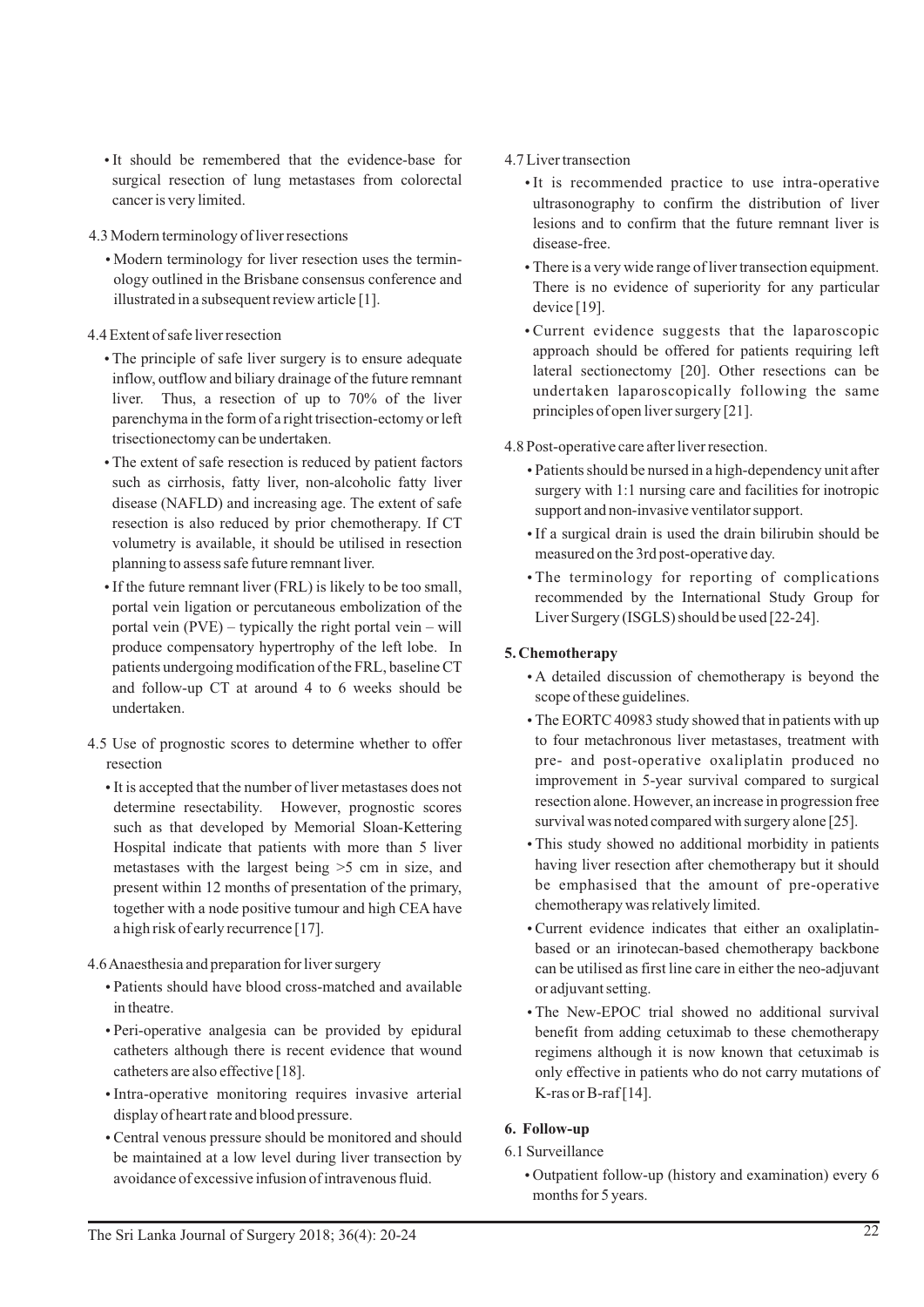- It should be remembered that the evidence-base for surgical resection of lung metastases from colorectal cancer is very limited.

4.3 Modern terminology of liver resections

- Modern terminology for liver resection uses the terminology outlined in the Brisbane consensus conference and illustrated in a subsequent review article [1].

4.4 Extent of safe liver resection

- The principle of safe liver surgery is to ensure adequate inflow, outflow and biliary drainage of the future remnant liver. Thus, a resection of up to 70% of the liver parenchyma in the form of a right trisection-ectomy or left trisectionectomy can be undertaken.
- The extent of safe resection is reduced by patient factors such as cirrhosis, fatty liver, non-alcoholic fatty liver disease (NAFLD) and increasing age. The extent of safe resection is also reduced by prior chemotherapy. If CT volumetry is available, it should be utilised in resection planning to assess safe future remnant liver.
- If the future remnant liver (FRL) is likely to be too small, portal vein ligation or percutaneous embolization of the portal vein (PVE) – typically the right portal vein – will produce compensatory hypertrophy of the left lobe. In patients undergoing modification of the FRL, baseline CT and follow-up CT at around 4 to 6 weeks should be undertaken.

4.5 Use of prognostic scores to determine whether to offer resection

- It is accepted that the number of liver metastases does not determine resectability. However, prognostic scores such as that developed by Memorial Sloan-Kettering Hospital indicate that patients with more than 5 liver metastases with the largest being >5 cm in size, and present within 12 months of presentation of the primary, together with a node positive tumour and high CEA have a high risk of early recurrence [17].

4.6 Anaesthesia and preparation for liver surgery

- Patients should have blood cross-matched and available in theatre.
- Peri-operative analgesia can be provided by epidural catheters although there is recent evidence that wound catheters are also effective [18].
- Intra-operative monitoring requires invasive arterial display of heart rate and blood pressure.
- Central venous pressure should be monitored and should be maintained at a low level during liver transection by avoidance of excessive infusion of intravenous fluid.

4.7 Liver transection

- It is recommended practice to use intra-operative ultrasonography to confirm the distribution of liver lesions and to confirm that the future remnant liver is disease-free.
- There is a very wide range of liver transection equipment. There is no evidence of superiority for any particular device [19].
- Current evidence suggests that the laparoscopic approach should be offered for patients requiring left lateral sectionectomy [20]. Other resections can be undertaken laparoscopically following the same principles of open liver surgery [21].

4.8 Post-operative care after liver resection.

- Patients should be nursed in a high-dependency unit after surgery with 1:1 nursing care and facilities for inotropic support and non-invasive ventilator support.
- If a surgical drain is used the drain bilirubin should be measured on the 3rd post-operative day.
- The terminology for reporting of complications recommended by the International Study Group for Liver Surgery (ISGLS) should be used [22-24].

## 5. Chemotherapy

- A detailed discussion of chemotherapy is beyond the scope of these guidelines.
- The EORTC 40983 study showed that in patients with up to four metachronous liver metastases, treatment with pre- and post-operative oxaliplatin produced no improvement in 5-year survival compared to surgical resection alone. However, an increase in progression free survival was noted compared with surgery alone [25].
- This study showed no additional morbidity in patients having liver resection after chemotherapy but it should be emphasised that the amount of pre-operative chemotherapy was relatively limited.
- Current evidence indicates that either an oxaliplatin-based or an irinotecan-based chemotherapy backbone can be utilised as first line care in either the neo-adjuvant or adjuvant setting.
- The New-EPOC trial showed no additional survival benefit from adding cetuximab to these chemotherapy regimens although it is now known that cetuximab is only effective in patients who do not carry mutations of K-ras or B-raf [14].

## 6. Follow-up

6.1 Surveillance

- Outpatient follow-up (history and examination) every 6 months for 5 years.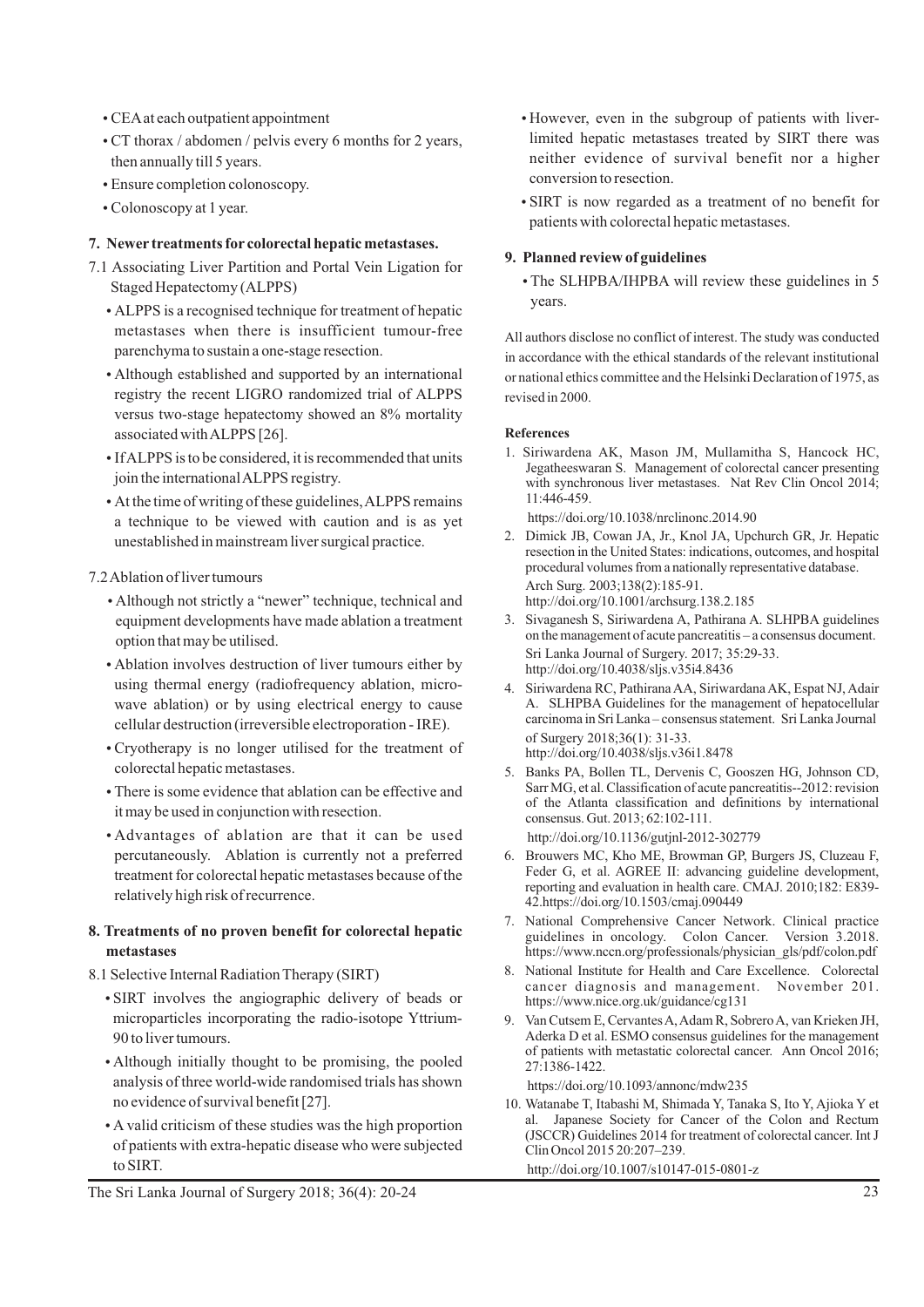- CEA at each outpatient appointment
- CT thorax / abdomen / pelvis every 6 months for 2 years, then annually till 5 years.
- Ensure completion colonoscopy.
- Colonoscopy at 1 year.

## 7. Newer treatments for colorectal hepatic metastases.

7.1 Associating Liver Partition and Portal Vein Ligation for Staged Hepatectomy (ALPPS)

- ALPPS is a recognised technique for treatment of hepatic metastases when there is insufficient tumour-free parenchyma to sustain a one-stage resection.
- Although established and supported by an international registry the recent LIGRO randomized trial of ALPPS versus two-stage hepatectomy showed an 8% mortality associated with ALPPS [26].
- If ALPPS is to be considered, it is recommended that units join the international ALPPS registry.
- At the time of writing of these guidelines, ALPPS remains a technique to be viewed with caution and is as yet unestablished in mainstream liver surgical practice.

7.2 Ablation of liver tumours

- Although not strictly a "newer" technique, technical and equipment developments have made ablation a treatment option that may be utilised.
- Ablation involves destruction of liver tumours either by using thermal energy (radiofrequency ablation, microwave ablation) or by using electrical energy to cause cellular destruction (irreversible electroporation - IRE).
- Cryotherapy is no longer utilised for the treatment of colorectal hepatic metastases.
- There is some evidence that ablation can be effective and it may be used in conjunction with resection.
- Advantages of ablation are that it can be used percutaneously. Ablation is currently not a preferred treatment for colorectal hepatic metastases because of the relatively high risk of recurrence.

## 8. Treatments of no proven benefit for colorectal hepatic metastases

8.1 Selective Internal Radiation Therapy (SIRT)

- SIRT involves the angiographic delivery of beads or microparticles incorporating the radio-isotope Yttrium-90 to liver tumours.
- Although initially thought to be promising, the pooled analysis of three world-wide randomised trials has shown no evidence of survival benefit [27].
- A valid criticism of these studies was the high proportion of patients with extra-hepatic disease who were subjected to SIRT.
- However, even in the subgroup of patients with liver-limited hepatic metastases treated by SIRT there was neither evidence of survival benefit nor a higher conversion to resection.
- SIRT is now regarded as a treatment of no benefit for patients with colorectal hepatic metastases.

## 9. Planned review of guidelines

- The SLHPBA/IHPBA will review these guidelines in 5 years.

All authors disclose no conflict of interest. The study was conducted in accordance with the ethical standards of the relevant institutional or national ethics committee and the Helsinki Declaration of 1975, as revised in 2000.

### References

1. Siriwardena AK, Mason JM, Mullamitha S, Hancock HC, Jegatheeswaran S. Management of colorectal cancer presenting with synchronous liver metastases. Nat Rev Clin Oncol 2014; 11:446-459.
   https://doi.org/10.1038/nrclinonc.2014.90
2. Dimick JB, Cowan JA, Jr., Knol JA, Upchurch GR, Jr. Hepatic resection in the United States: indications, outcomes, and hospital procedural volumes from a nationally representative database. Arch Surg. 2003;138(2):185-91.
   http://doi.org/10.1001/archsurg.138.2.185
3. Sivaganesh S, Siriwardena A, Pathirana A. SLHPBA guidelines on the management of acute pancreatitis – a consensus document. Sri Lanka Journal of Surgery. 2017; 35:29-33.
   http://doi.org/10.4038/sljs.v35i4.8436
4. Siriwardena RC, Pathirana AA, Siriwardana AK, Espat NJ, Adair A. SLHPBA Guidelines for the management of hepatocellular carcinoma in Sri Lanka – consensus statement. Sri Lanka Journal of Surgery 2018;36(1): 31-33.
   http://doi.org/10.4038/sljs.v36i1.8478
5. Banks PA, Bollen TL, Dervenis C, Gooszen HG, Johnson CD, Sarr MG, et al. Classification of acute pancreatitis--2012: revision of the Atlanta classification and definitions by international consensus. Gut. 2013; 62:102-111.
   http://doi.org/10.1136/gutjnl-2012-302779
6. Brouwers MC, Kho ME, Browman GP, Burgers JS, Cluzeau F, Feder G, et al. AGREE II: advancing guideline development, reporting and evaluation in health care. CMAJ. 2010;182: E839-42.https://doi.org/10.1503/cmaj.090449
7. National Comprehensive Cancer Network. Clinical practice guidelines in oncology. Colon Cancer. Version 3.2018. https://www.nccn.org/professionals/physician_gls/pdf/colon.pdf
8. National Institute for Health and Care Excellence. Colorectal cancer diagnosis and management. November 201. https://www.nice.org.uk/guidance/cg131
9. Van Cutsem E, Cervantes A, Adam R, Sobrero A, van Krieken JH, Aderka D et al. ESMO consensus guidelines for the management of patients with metastatic colorectal cancer. Ann Oncol 2016; 27:1386-1422.
   https://doi.org/10.1093/annonc/mdw235
10. Watanabe T, Itabashi M, Shimada Y, Tanaka S, Ito Y, Ajioka Y et al. Japanese Society for Cancer of the Colon and Rectum (JSCCR) Guidelines 2014 for treatment of colorectal cancer. Int J Clin Oncol 2015 20:207–239.
    http://doi.org/10.1007/s10147-015-0801-z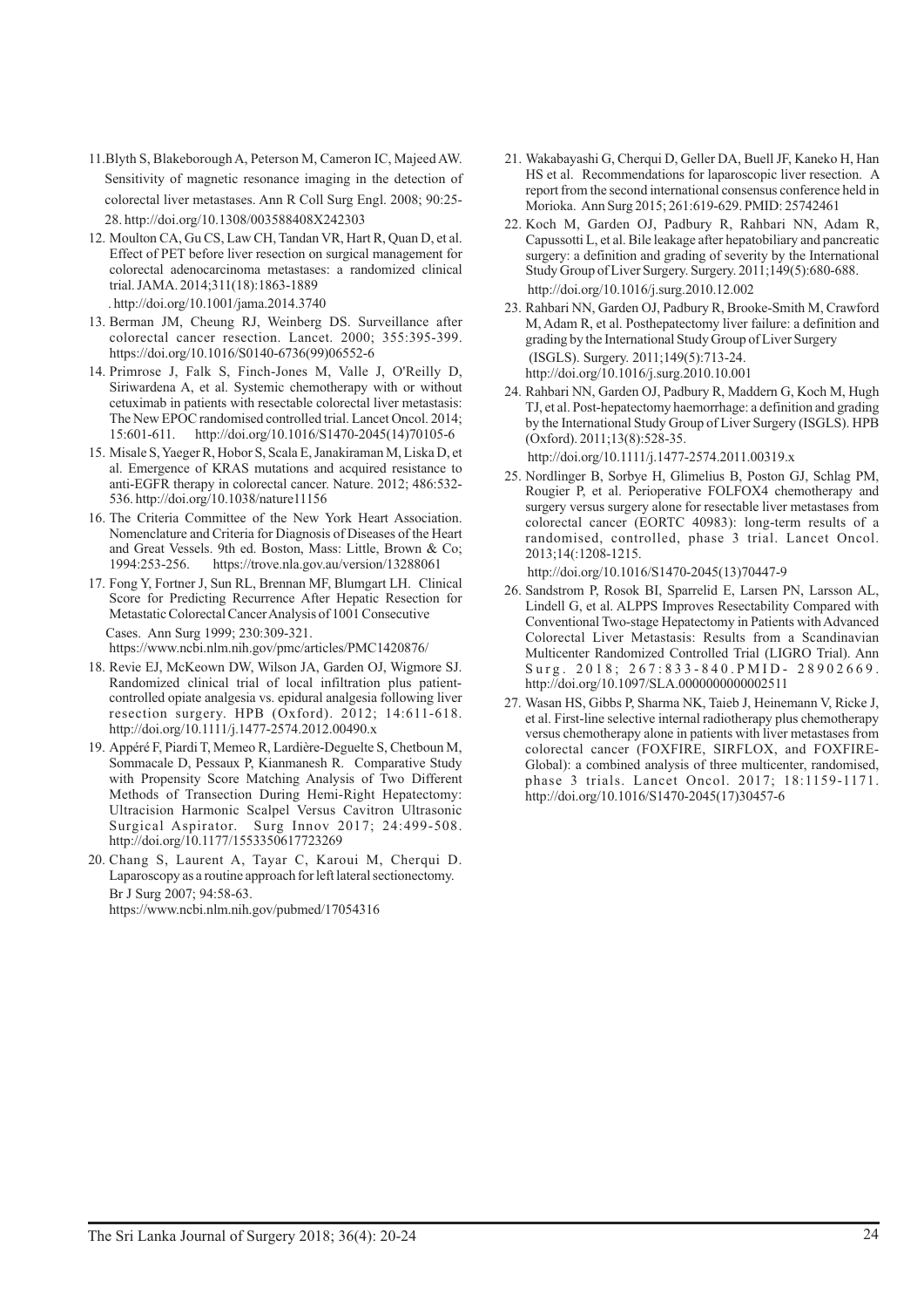11. Blyth S, Blakeborough A, Peterson M, Cameron IC, Majeed AW. Sensitivity of magnetic resonance imaging in the detection of colorectal liver metastases. Ann R Coll Surg Engl. 2008; 90:25-28. http://doi.org/10.1308/003588408X242303
12. Moulton CA, Gu CS, Law CH, Tandan VR, Hart R, Quan D, et al. Effect of PET before liver resection on surgical management for colorectal adenocarcinoma metastases: a randomized clinical trial. JAMA. 2014;311(18):1863-1889 . http://doi.org/10.1001/jama.2014.3740
13. Berman JM, Cheung RJ, Weinberg DS. Surveillance after colorectal cancer resection. Lancet. 2000; 355:395-399. https://doi.org/10.1016/S0140-6736(99)06552-6
14. Primrose J, Falk S, Finch-Jones M, Valle J, O'Reilly D, Siriwardena A, et al. Systemic chemotherapy with or without cetuximab in patients with resectable colorectal liver metastasis: The New EPOC randomised controlled trial. Lancet Oncol. 2014; 15:601-611. http://doi.org/10.1016/S1470-2045(14)70105-6
15. Misale S, Yaeger R, Hobor S, Scala E, Janakiraman M, Liska D, et al. Emergence of KRAS mutations and acquired resistance to anti-EGFR therapy in colorectal cancer. Nature. 2012; 486:532-536. http://doi.org/10.1038/nature11156
16. The Criteria Committee of the New York Heart Association. Nomenclature and Criteria for Diagnosis of Diseases of the Heart and Great Vessels. 9th ed. Boston, Mass: Little, Brown & Co; 1994:253-256. https://trove.nla.gov.au/version/13288061
17. Fong Y, Fortner J, Sun RL, Brennan MF, Blumgart LH. Clinical Score for Predicting Recurrence After Hepatic Resection for Metastatic Colorectal Cancer Analysis of 1001 Consecutive Cases. Ann Surg 1999; 230:309-321. https://www.ncbi.nlm.nih.gov/pmc/articles/PMC1420876/
18. Revie EJ, McKeown DW, Wilson JA, Garden OJ, Wigmore SJ. Randomized clinical trial of local infiltration plus patient-controlled opiate analgesia vs. epidural analgesia following liver resection surgery. HPB (Oxford). 2012; 14:611-618. http://doi.org/10.1111/j.1477-2574.2012.00490.x
19. Appéré F, Piardi T, Memeo R, Lardière-Deguelte S, Chetboun M, Sommacale D, Pessaux P, Kianmanesh R. Comparative Study with Propensity Score Matching Analysis of Two Different Methods of Transection During Hemi-Right Hepatectomy: Ultracision Harmonic Scalpel Versus Cavitron Ultrasonic Surgical Aspirator. Surg Innov 2017; 24:499-508. http://doi.org/10.1177/1553350617723269
20. Chang S, Laurent A, Tayar C, Karoui M, Cherqui D. Laparoscopy as a routine approach for left lateral sectionectomy. Br J Surg 2007; 94:58-63. https://www.ncbi.nlm.nih.gov/pubmed/17054316
21. Wakabayashi G, Cherqui D, Geller DA, Buell JF, Kaneko H, Han HS et al. Recommendations for laparoscopic liver resection. A report from the second international consensus conference held in Morioka. Ann Surg 2015; 261:619-629. PMID: 25742461
22. Koch M, Garden OJ, Padbury R, Rahbari NN, Adam R, Capussotti L, et al. Bile leakage after hepatobiliary and pancreatic surgery: a definition and grading of severity by the International Study Group of Liver Surgery. Surgery. 2011;149(5):680-688. http://doi.org/10.1016/j.surg.2010.12.002
23. Rahbari NN, Garden OJ, Padbury R, Brooke-Smith M, Crawford M, Adam R, et al. Posthepatectomy liver failure: a definition and grading by the International Study Group of Liver Surgery (ISGLS). Surgery. 2011;149(5):713-24. http://doi.org/10.1016/j.surg.2010.10.001
24. Rahbari NN, Garden OJ, Padbury R, Maddern G, Koch M, Hugh TJ, et al. Post-hepatectomy haemorrhage: a definition and grading by the International Study Group of Liver Surgery (ISGLS). HPB (Oxford). 2011;13(8):528-35. http://doi.org/10.1111/j.1477-2574.2011.00319.x
25. Nordlinger B, Sorbye H, Glimelius B, Poston GJ, Schlag PM, Rougier P, et al. Perioperative FOLFOX4 chemotherapy and surgery versus surgery alone for resectable liver metastases from colorectal cancer (EORTC 40983): long-term results of a randomised, controlled, phase 3 trial. Lancet Oncol. 2013;14(:1208-1215. http://doi.org/10.1016/S1470-2045(13)70447-9
26. Sandstrom P, Rosok BI, Sparrelid E, Larsen PN, Larsson AL, Lindell G, et al. ALPPS Improves Resectability Compared with Conventional Two-stage Hepatectomy in Patients with Advanced Colorectal Liver Metastasis: Results from a Scandinavian Multicenter Randomized Controlled Trial (LIGRO Trial). Ann Surg. 2018; 267:833-840.PMID- 28902669. http://doi.org/10.1097/SLA.0000000000002511
27. Wasan HS, Gibbs P, Sharma NK, Taieb J, Heinemann V, Ricke J, et al. First-line selective internal radiotherapy plus chemotherapy versus chemotherapy alone in patients with liver metastases from colorectal cancer (FOXFIRE, SIRFLOX, and FOXFIRE-Global): a combined analysis of three multicenter, randomised, phase 3 trials. Lancet Oncol. 2017; 18:1159-1171. http://doi.org/10.1016/S1470-2045(17)30457-6